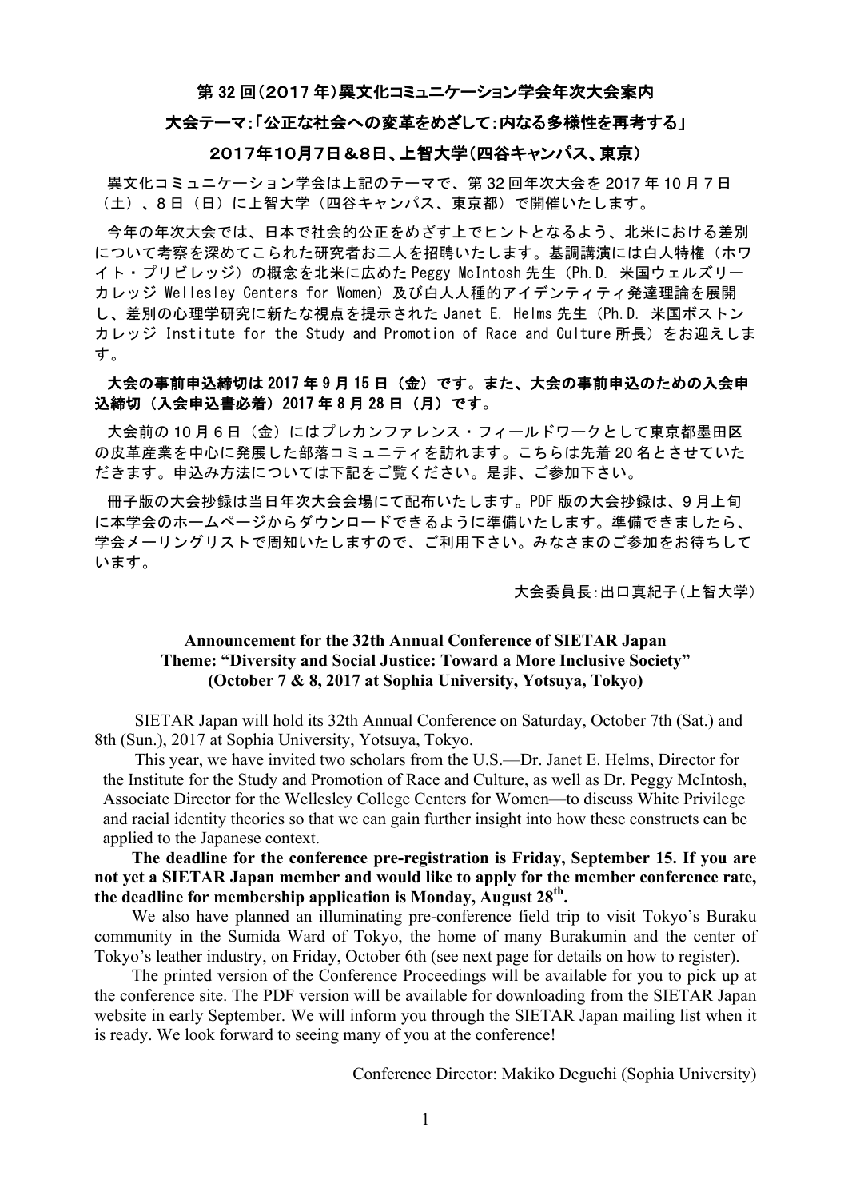# 第 32 回(2017 年)異文化コミュニケーション学会年次大会案内

## 大会テーマ:「公正な社会への変革をめざして:内なる多様性を再考する」

## 2017年10月7日＆8日、上智大学(四谷キャンパス、東京)

異文化コミュニケーション学会は上記のテーマで、第 32 回年次大会を 2017 年 10 月 7 日（土）、8 日（日）に上智大学（四谷キャンパス、東京都）で開催いたします。

今年の年次大会では、日本で社会的公正をめざす上でヒントとなるよう、北米における差別について考察を深めてこられた研究者お二人を招聘いたします。基調講演には白人特権（ホワイト・プリビレッジ）の概念を北米に広めた Peggy McIntosh 先生（Ph.D. 米国ウェルズリーカレッジ Wellesley Centers for Women）及び白人人種的アイデンティティ発達理論を展開し、差別の心理学研究に新たな視点を提示された Janet E. Helms 先生（Ph.D. 米国ボストンカレッジ Institute for the Study and Promotion of Race and Culture 所長）をお迎えします。

**大会の事前申込締切は 2017 年 9 月 15 日（金）です。また、大会の事前申込のための入会申込締切（入会申込書必着）2017 年 8 月 28 日（月）です。**

大会前の 10 月 6 日（金）にはプレカンファレンス・フィールドワークとして東京都墨田区の皮革産業を中心に発展した部落コミュニティを訪れます。こちらは先着 20 名とさせていただきます。申込み方法については下記をご覧ください。是非、ご参加下さい。

冊子版の大会抄録は当日年次大会会場にて配布いたします。PDF 版の大会抄録は、9 月上旬に本学会のホームページからダウンロードできるように準備いたします。準備できましたら、学会メーリングリストで周知いたしますので、ご利用下さい。みなさまのご参加をお待ちしています。

大会委員長:出口真紀子(上智大学)

**Announcement for the 32th Annual Conference of SIETAR Japan**
**Theme: “Diversity and Social Justice: Toward a More Inclusive Society”**
**(October 7 & 8, 2017 at Sophia University, Yotsuya, Tokyo)**

SIETAR Japan will hold its 32th Annual Conference on Saturday, October 7th (Sat.) and 8th (Sun.), 2017 at Sophia University, Yotsuya, Tokyo.

This year, we have invited two scholars from the U.S.—Dr. Janet E. Helms, Director for the Institute for the Study and Promotion of Race and Culture, as well as Dr. Peggy McIntosh, Associate Director for the Wellesley College Centers for Women—to discuss White Privilege and racial identity theories so that we can gain further insight into how these constructs can be applied to the Japanese context.

**The deadline for the conference pre-registration is Friday, September 15. If you are not yet a SIETAR Japan member and would like to apply for the member conference rate, the deadline for membership application is Monday, August 28th.**

We also have planned an illuminating pre-conference field trip to visit Tokyo’s Buraku community in the Sumida Ward of Tokyo, the home of many Burakumin and the center of Tokyo’s leather industry, on Friday, October 6th (see next page for details on how to register).

The printed version of the Conference Proceedings will be available for you to pick up at the conference site. The PDF version will be available for downloading from the SIETAR Japan website in early September. We will inform you through the SIETAR Japan mailing list when it is ready. We look forward to seeing many of you at the conference!

Conference Director: Makiko Deguchi (Sophia University)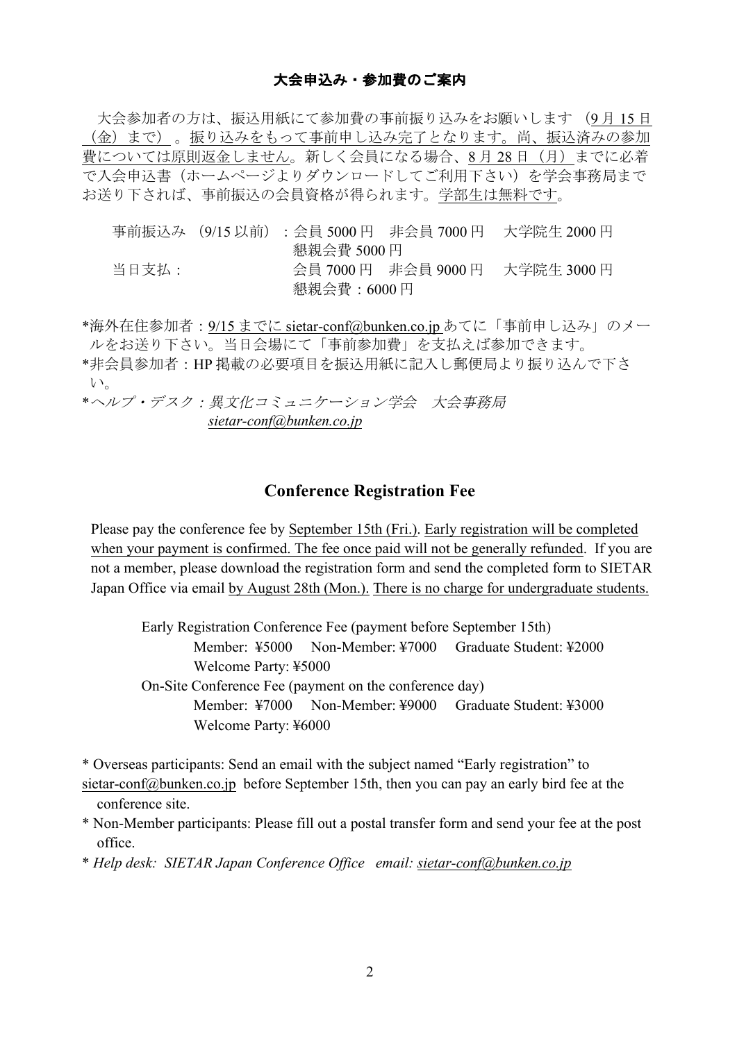### 大会申込み・参加費のご案内

大会参加者の方は、振込用紙にて参加費の事前振り込みをお願いします（9 月 15 日（金）まで）。振り込みをもって事前申し込み完了となります。尚、振込済みの参加費については原則返金しません。新しく会員になる場合、8 月 28 日（月）までに必着で入会申込書（ホームページよりダウンロードしてご利用下さい）を学会事務局までお送り下されば、事前振込の会員資格が得られます。学部生は無料です。

事前振込み（9/15 以前）：会員 5000 円　非会員 7000 円　大学院生 2000 円
懇親会費 5000 円

当日支払：会員 7000 円　非会員 9000 円　大学院生 3000 円
懇親会費：6000 円

*海外在住参加者：9/15 までに sietar-conf@bunken.co.jp あてに「事前申し込み」のメールをお送り下さい。当日会場にて「事前参加費」を支払えば参加できます。

*非会員参加者：HP 掲載の必要項目を振込用紙に記入し郵便局より振り込んで下さい。

*ヘルプ・デスク：*異文化コミュニケーション学会　大会事務局*
*sietar-conf@bunken.co.jp*

## Conference Registration Fee

Please pay the conference fee by September 15th (Fri.). Early registration will be completed when your payment is confirmed. The fee once paid will not be generally refunded. If you are not a member, please download the registration form and send the completed form to SIETAR Japan Office via email by August 28th (Mon.). There is no charge for undergraduate students.

Early Registration Conference Fee (payment before September 15th)
Member: ¥5000　Non-Member: ¥7000　Graduate Student: ¥2000
Welcome Party: ¥5000

On-Site Conference Fee (payment on the conference day)
Member: ¥7000　Non-Member: ¥9000　Graduate Student: ¥3000
Welcome Party: ¥6000

* Overseas participants: Send an email with the subject named “Early registration” to sietar-conf@bunken.co.jp before September 15th, then you can pay an early bird fee at the conference site.
* Non-Member participants: Please fill out a postal transfer form and send your fee at the post office.
* *Help desk: SIETAR Japan Conference Office email: sietar-conf@bunken.co.jp*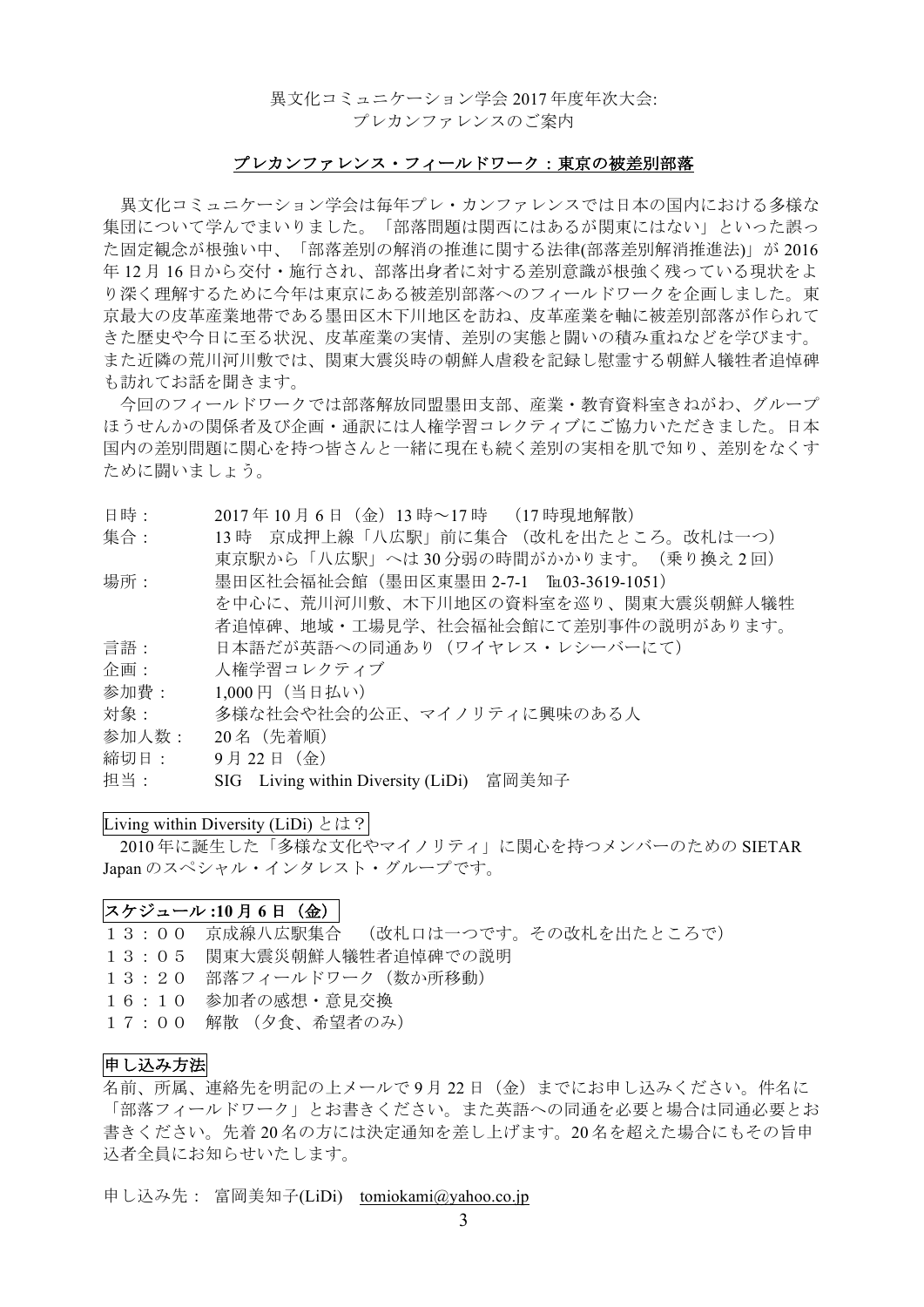異文化コミュニケーション学会 2017 年度年次大会:
プレカンファレンスのご案内

## プレカンファレンス・フィールドワーク：東京の被差別部落

異文化コミュニケーション学会は毎年プレ・カンファレンスでは日本の国内における多様な集団について学んでまいりました。「部落問題は関西にはあるが関東にはない」といった誤った固定観念が根強い中、「部落差別の解消の推進に関する法律(部落差別解消推進法)」が 2016 年 12 月 16 日から交付・施行され、部落出身者に対する差別意識が根強く残っている現状をより深く理解するために今年は東京にある被差別部落へのフィールドワークを企画しました。東京最大の皮革産業地帯である墨田区木下川地区を訪ね、皮革産業を軸に被差別部落が作られてきた歴史や今日に至る状況、皮革産業の実情、差別の実態と闘いの積み重ねなどを学びます。また近隣の荒川河川敷では、関東大震災時の朝鮮人虐殺を記録し慰霊する朝鮮人犠牲者追悼碑も訪れてお話を聞きます。

今回のフィールドワークでは部落解放同盟墨田支部、産業・教育資料室きねがわ、グループほうせんかの関係者及び企画・通訳には人権学習コレクティブにご協力いただきました。日本国内の差別問題に関心を持つ皆さんと一緒に現在も続く差別の実相を肌で知り、差別をなくすために闘いましょう。

日時：　2017 年 10 月 6 日（金）13 時～17 時　（17 時現地解散）
集合：　13 時　京成押上線「八広駅」前に集合　(改札を出たところ。改札は一つ)
　　　　東京駅から「八広駅」へは 30 分弱の時間がかかります。（乗り換え 2 回）
場所：　墨田区社会福祉会館（墨田区東墨田 2-7-1　Tel.03-3619-1051）
　　　　を中心に、荒川河川敷、木下川地区の資料室を巡り、関東大震災朝鮮人犠牲者追悼碑、地域・工場見学、社会福祉会館にて差別事件の説明があります。
言語：　日本語だが英語への同通あり（ワイヤレス・レシーバーにて）
企画：　人権学習コレクティブ
参加費：　1,000 円（当日払い）
対象：　多様な社会や社会的公正、マイノリティに興味のある人
参加人数：　20 名（先着順）
締切日：　9 月 22 日（金）
担当：　SIG　Living within Diversity (LiDi)　富岡美知子

### Living within Diversity (LiDi) とは？

2010 年に誕生した「多様な文化やマイノリティ」に関心を持つメンバーのための SIETAR Japan のスペシャル・インタレスト・グループです。

### スケジュール：10 月 6 日（金）

１３：００　京成線八広駅集合　（改札口は一つです。その改札を出たところで）
１３：０５　関東大震災朝鮮人犠牲者追悼碑での説明
１３：２０　部落フィールドワーク（数か所移動）
１６：１０　参加者の感想・意見交換
１７：００　解散　(夕食、希望者のみ)

### 申し込み方法

名前、所属、連絡先を明記の上メールで 9 月 22 日（金）までにお申し込みください。件名に「部落フィールドワーク」とお書きください。また英語への同通を必要と場合は同通必要とお書きください。先着 20 名の方には決定通知を差し上げます。20 名を超えた場合にもその旨申込者全員にお知らせいたします。

申し込み先：　富岡美知子(LiDi)　tomiokami@yahoo.co.jp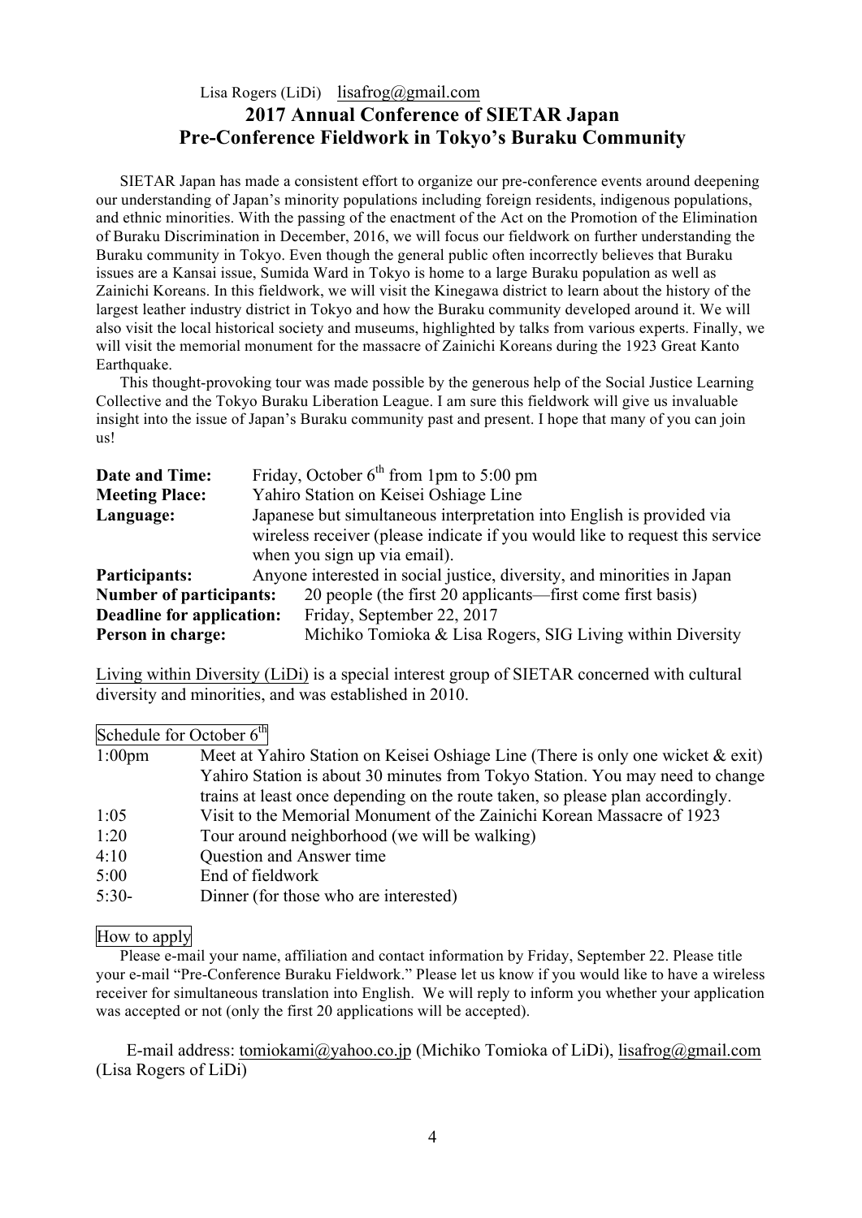Lisa Rogers (LiDi) lisafrog@gmail.com

# 2017 Annual Conference of SIETAR Japan
## Pre-Conference Fieldwork in Tokyo's Buraku Community

SIETAR Japan has made a consistent effort to organize our pre-conference events around deepening our understanding of Japan's minority populations including foreign residents, indigenous populations, and ethnic minorities. With the passing of the enactment of the Act on the Promotion of the Elimination of Buraku Discrimination in December, 2016, we will focus our fieldwork on further understanding the Buraku community in Tokyo. Even though the general public often incorrectly believes that Buraku issues are a Kansai issue, Sumida Ward in Tokyo is home to a large Buraku population as well as Zainichi Koreans. In this fieldwork, we will visit the Kinegawa district to learn about the history of the largest leather industry district in Tokyo and how the Buraku community developed around it. We will also visit the local historical society and museums, highlighted by talks from various experts. Finally, we will visit the memorial monument for the massacre of Zainichi Koreans during the 1923 Great Kanto Earthquake.

This thought-provoking tour was made possible by the generous help of the Social Justice Learning Collective and the Tokyo Buraku Liberation League. I am sure this fieldwork will give us invaluable insight into the issue of Japan's Buraku community past and present. I hope that many of you can join us!

**Date and Time:** Friday, October 6th from 1pm to 5:00 pm
**Meeting Place:** Yahiro Station on Keisei Oshiage Line
**Language:** Japanese but simultaneous interpretation into English is provided via wireless receiver (please indicate if you would like to request this service when you sign up via email).
**Participants:** Anyone interested in social justice, diversity, and minorities in Japan
**Number of participants:** 20 people (the first 20 applicants—first come first basis)
**Deadline for application:** Friday, September 22, 2017
**Person in charge:** Michiko Tomioka & Lisa Rogers, SIG Living within Diversity

Living within Diversity (LiDi) is a special interest group of SIETAR concerned with cultural diversity and minorities, and was established in 2010.

### Schedule for October 6th

| | |
|---|---|
| 1:00pm | Meet at Yahiro Station on Keisei Oshiage Line (There is only one wicket & exit) Yahiro Station is about 30 minutes from Tokyo Station. You may need to change trains at least once depending on the route taken, so please plan accordingly. |
| 1:05 | Visit to the Memorial Monument of the Zainichi Korean Massacre of 1923 |
| 1:20 | Tour around neighborhood (we will be walking) |
| 4:10 | Question and Answer time |
| 5:00 | End of fieldwork |
| 5:30- | Dinner (for those who are interested) |

### How to apply

Please e-mail your name, affiliation and contact information by Friday, September 22. Please title your e-mail "Pre-Conference Buraku Fieldwork." Please let us know if you would like to have a wireless receiver for simultaneous translation into English. We will reply to inform you whether your application was accepted or not (only the first 20 applications will be accepted).

E-mail address: tomiokami@yahoo.co.jp (Michiko Tomioka of LiDi), lisafrog@gmail.com (Lisa Rogers of LiDi)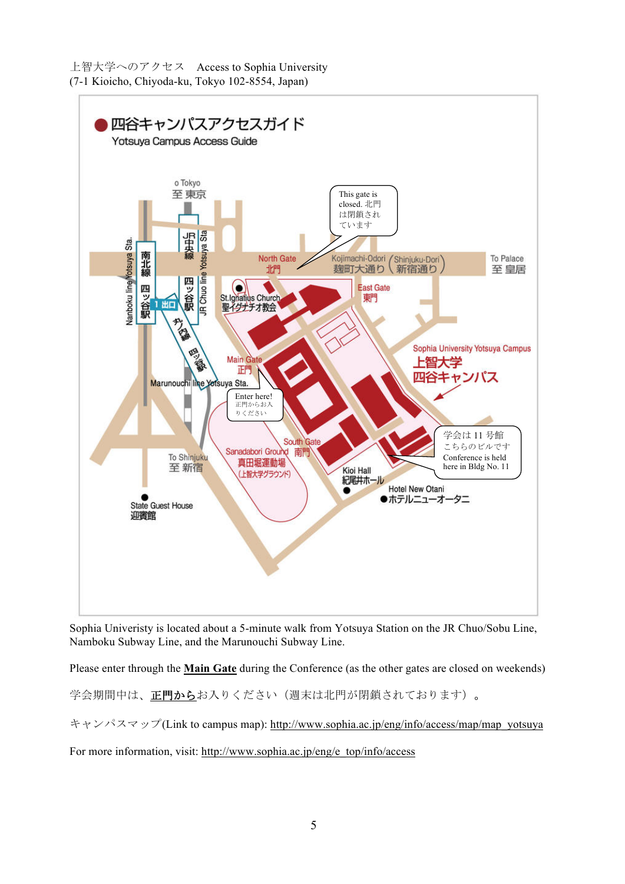上智大学へのアクセス　Access to Sophia University
(7-1 Kioicho, Chiyoda-ku, Tokyo 102-8554, Japan)

四谷キャンパスアクセスガイド
Yotsuya Campus Access Guide

o Tokyo
至 東京

This gate is closed. 北門は閉鎖されています

North Gate
北門

Kojimachi-Odori 麹町大通り (Shinjuku-Dori 新宿通り)

To Palace
至 皇居

Nanboku line Yotsuya Sta.
南北線 四ツ谷駅

JR中央線 四ツ谷駅
JR Chuo line Yotsuya Sta.

1 出口

丸ノ内線 四ツ谷駅

St.Ignatius Church
聖イグナチオ教会

East Gate
東門

Sophia University Yotsuya Campus
上智大学
四谷キャンパス

Main Gate
正門

Marunouchi line Yotsuya Sta.

Enter here!
正門からお入りください

South Gate
南門

Sanadabori Ground
真田堀運動場
(上智大学グラウンド)

To Shinjuku
至 新宿

学会は 11 号館
こちらのビルです
Conference is held here in Bldg No. 11

Kioi Hall
紀尾井ホール

Hotel New Otani
ホテルニューオータニ

State Guest House
迎賓館

Sophia Univeristy is located about a 5-minute walk from Yotsuya Station on the JR Chuo/Sobu Line, Namboku Subway Line, and the Marunouchi Subway Line.

Please enter through the **Main Gate** during the Conference (as the other gates are closed on weekends)

学会期間中は、正門からお入りください（週末は北門が閉鎖されております）。

キャンパスマップ(Link to campus map): http://www.sophia.ac.jp/eng/info/access/map/map_yotsuya

For more information, visit: http://www.sophia.ac.jp/eng/e_top/info/access